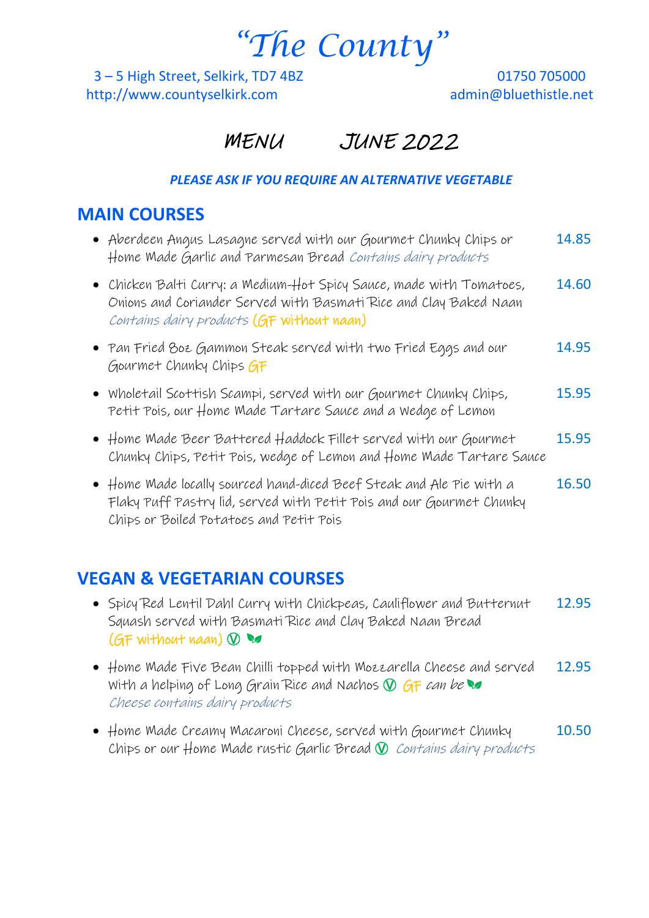# "The County"

3 – 5 High Street, Selkirk, TD7 4BZ
http://www.countyselkirk.com

01750 705000
admin@bluethistle.net

## MENU JUNE 2022

***PLEASE ASK IF YOU REQUIRE AN ALTERNATIVE VEGETABLE***

## MAIN COURSES

- Aberdeen Angus Lasagne served with our Gourmet Chunky Chips or Home Made Garlic and Parmesan Bread *Contains dairy products* — 14.85
- Chicken Balti Curry: a Medium-Hot Spicy Sauce, made with Tomatoes, Onions and Coriander Served with Basmati Rice and Clay Baked Naan *Contains dairy products* (GF without naan) — 14.60
- Pan Fried 8oz Gammon Steak served with two Fried Eggs and our Gourmet Chunky Chips GF — 14.95
- Wholetail Scottish Scampi, served with our Gourmet Chunky Chips, Petit Pois, our Home Made Tartare Sauce and a Wedge of Lemon — 15.95
- Home Made Beer Battered Haddock Fillet served with our Gourmet Chunky Chips, Petit Pois, wedge of Lemon and Home Made Tartare Sauce — 15.95
- Home Made locally sourced hand-diced Beef Steak and Ale Pie with a Flaky Puff Pastry lid, served with Petit Pois and our Gourmet Chunky Chips or Boiled Potatoes and Petit Pois — 16.50

## VEGAN & VEGETARIAN COURSES

- Spicy Red Lentil Dahl Curry with Chickpeas, Cauliflower and Butternut Squash served with Basmati Rice and Clay Baked Naan Bread (GF without naan) Ⓥ — 12.95
- Home Made Five Bean Chilli topped with Mozzarella Cheese and served with a helping of Long Grain Rice and Nachos Ⓥ GF can be *Cheese contains dairy products* — 12.95
- Home Made Creamy Macaroni Cheese, served with Gourmet Chunky Chips or our Home Made rustic Garlic Bread Ⓥ *Contains dairy products* — 10.50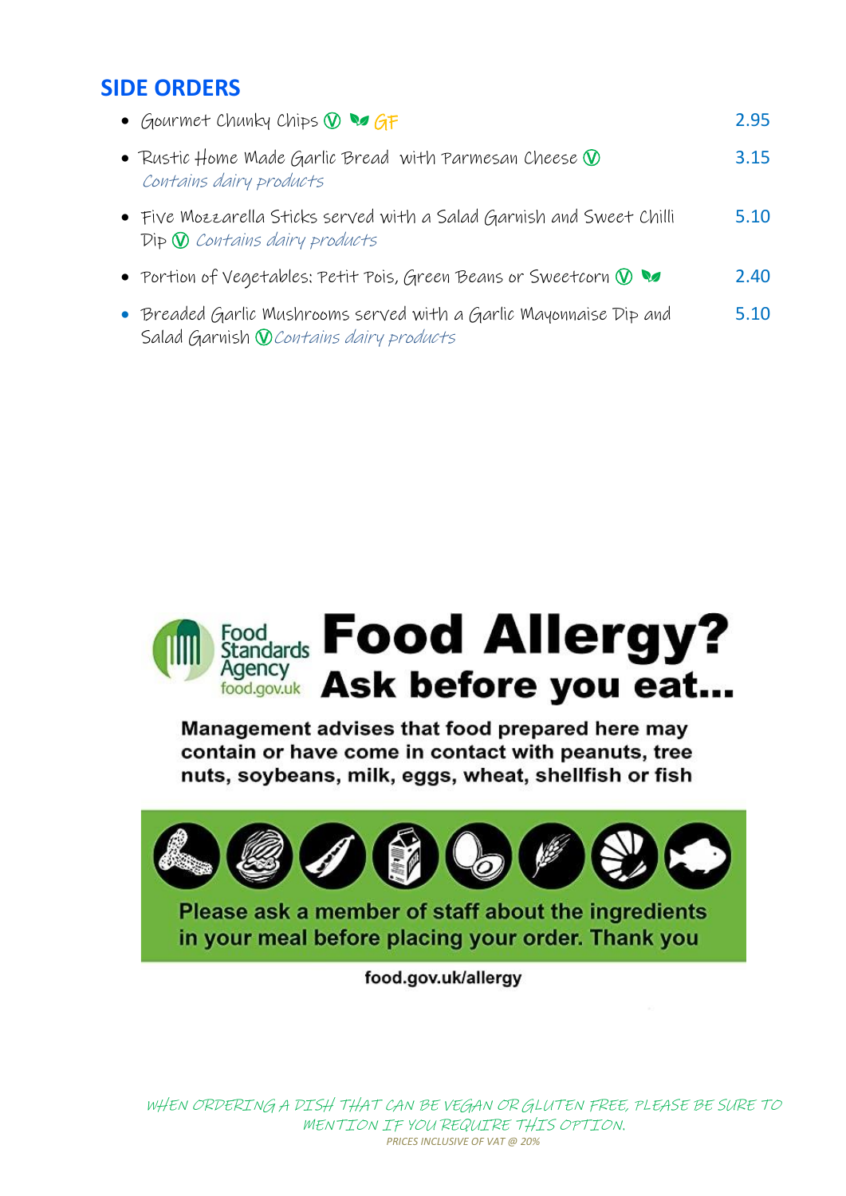## SIDE ORDERS

- Gourmet Chunky Chips Ⓥ GF — 2.95
- Rustic Home Made Garlic Bread with Parmesan Cheese Ⓥ — 3.15
  *Contains dairy products*
- Five Mozzarella Sticks served with a Salad Garnish and Sweet Chilli Dip Ⓥ *Contains dairy products* — 5.10
- Portion of Vegetables: Petit Pois, Green Beans or Sweetcorn Ⓥ — 2.40
- Breaded Garlic Mushrooms served with a Garlic Mayonnaise Dip and Salad Garnish Ⓥ *Contains dairy products* — 5.10

Food Standards Agency
food.gov.uk

# Food Allergy?
## Ask before you eat...

**Management advises that food prepared here may contain or have come in contact with peanuts, tree nuts, soybeans, milk, eggs, wheat, shellfish or fish**

**Please ask a member of staff about the ingredients in your meal before placing your order. Thank you**

**food.gov.uk/allergy**

*WHEN ORDERING A DISH THAT CAN BE VEGAN OR GLUTEN FREE, PLEASE BE SURE TO MENTION IF YOU REQUIRE THIS OPTION.*

*PRICES INCLUSIVE OF VAT @ 20%*